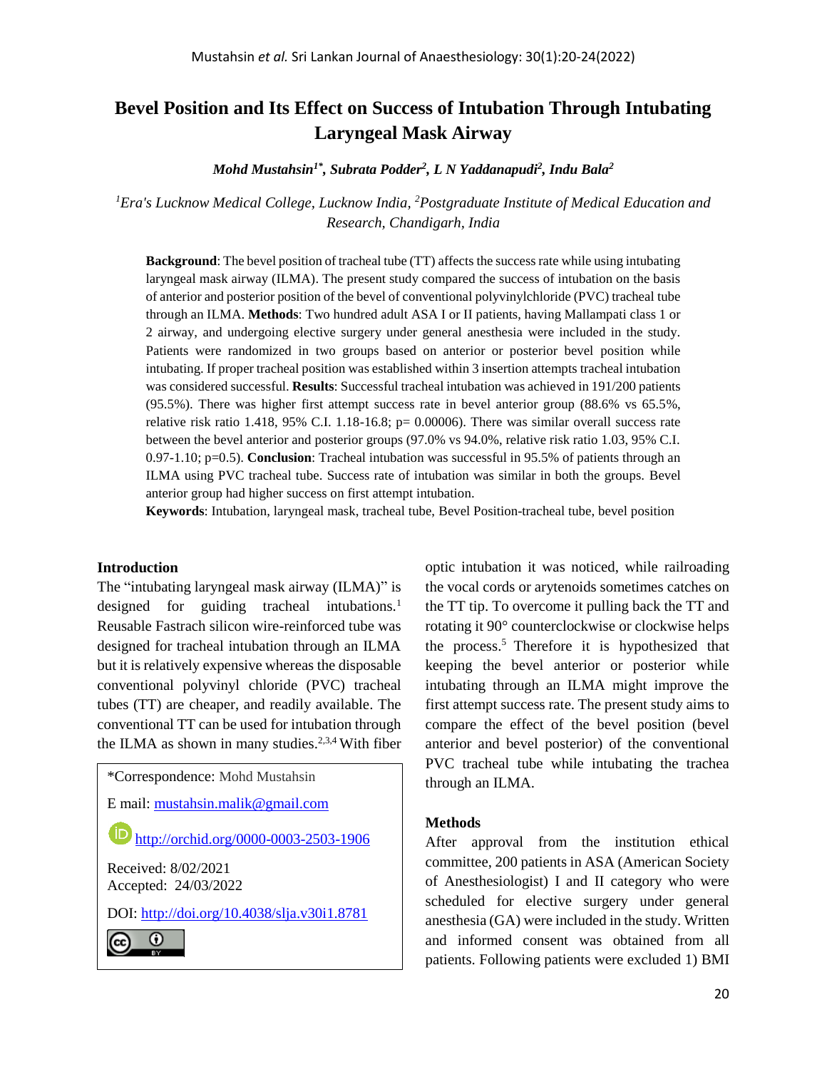# Bevel Position and Its Effect on Success of Intubation Through Intubating Laryngeal Mask Airway

***Mohd Mustahsin[1*], Subrata Podder[2], L N Yaddanapudi[2], Indu Bala[2]***

*[1]Era's Lucknow Medical College, Lucknow India, [2]Postgraduate Institute of Medical Education and Research, Chandigarh, India*

**Background**: The bevel position of tracheal tube (TT) affects the success rate while using intubating laryngeal mask airway (ILMA). The present study compared the success of intubation on the basis of anterior and posterior position of the bevel of conventional polyvinylchloride (PVC) tracheal tube through an ILMA. **Methods**: Two hundred adult ASA I or II patients, having Mallampati class 1 or 2 airway, and undergoing elective surgery under general anesthesia were included in the study. Patients were randomized in two groups based on anterior or posterior bevel position while intubating. If proper tracheal position was established within 3 insertion attempts tracheal intubation was considered successful. **Results**: Successful tracheal intubation was achieved in 191/200 patients (95.5%). There was higher first attempt success rate in bevel anterior group (88.6% vs 65.5%, relative risk ratio 1.418, 95% C.I. 1.18-16.8; p= 0.00006). There was similar overall success rate between the bevel anterior and posterior groups (97.0% vs 94.0%, relative risk ratio 1.03, 95% C.I. 0.97-1.10; p=0.5). **Conclusion**: Tracheal intubation was successful in 95.5% of patients through an ILMA using PVC tracheal tube. Success rate of intubation was similar in both the groups. Bevel anterior group had higher success on first attempt intubation.

**Keywords**: Intubation, laryngeal mask, tracheal tube, Bevel Position-tracheal tube, bevel position

## Introduction

The "intubating laryngeal mask airway (ILMA)" is designed for guiding tracheal intubations.[1] Reusable Fastrach silicon wire-reinforced tube was designed for tracheal intubation through an ILMA but it is relatively expensive whereas the disposable conventional polyvinyl chloride (PVC) tracheal tubes (TT) are cheaper, and readily available. The conventional TT can be used for intubation through the ILMA as shown in many studies.[2,3,4] With fiber optic intubation it was noticed, while railroading the vocal cords or arytenoids sometimes catches on the TT tip. To overcome it pulling back the TT and rotating it 90° counterclockwise or clockwise helps the process.[5] Therefore it is hypothesized that keeping the bevel anterior or posterior while intubating through an ILMA might improve the first attempt success rate. The present study aims to compare the effect of the bevel position (bevel anterior and bevel posterior) of the conventional PVC tracheal tube while intubating the trachea through an ILMA.

*Correspondence: Mohd Mustahsin

E mail: mustahsin.malik@gmail.com

http://orchid.org/0000-0003-2503-1906

Received: 8/02/2021
Accepted: 24/03/2022

DOI: http://doi.org/10.4038/slja.v30i1.8781

## Methods

After approval from the institution ethical committee, 200 patients in ASA (American Society of Anesthesiologist) I and II category who were scheduled for elective surgery under general anesthesia (GA) were included in the study. Written and informed consent was obtained from all patients. Following patients were excluded 1) BMI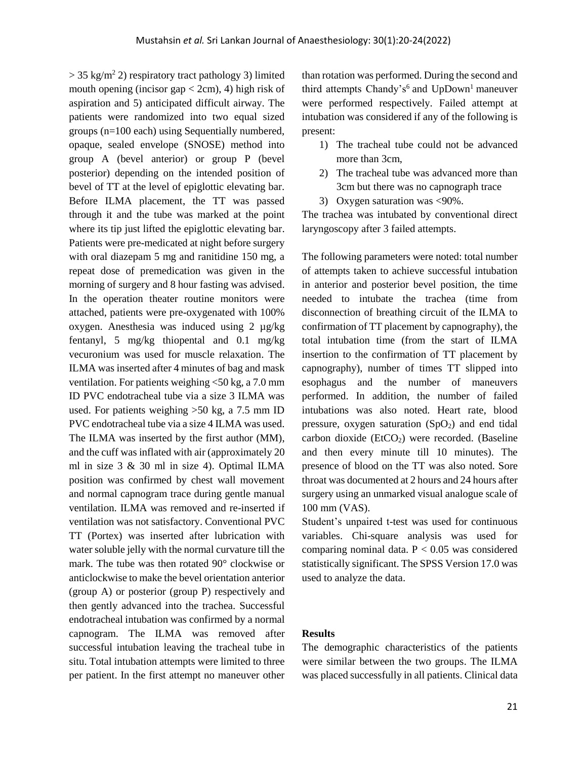> 35 kg/m$^2$ 2) respiratory tract pathology 3) limited mouth opening (incisor gap < 2cm), 4) high risk of aspiration and 5) anticipated difficult airway. The patients were randomized into two equal sized groups (n=100 each) using Sequentially numbered, opaque, sealed envelope (SNOSE) method into group A (bevel anterior) or group P (bevel posterior) depending on the intended position of bevel of TT at the level of epiglottic elevating bar. Before ILMA placement, the TT was passed through it and the tube was marked at the point where its tip just lifted the epiglottic elevating bar. Patients were pre-medicated at night before surgery with oral diazepam 5 mg and ranitidine 150 mg, a repeat dose of premedication was given in the morning of surgery and 8 hour fasting was advised. In the operation theater routine monitors were attached, patients were pre-oxygenated with 100% oxygen. Anesthesia was induced using 2 µg/kg fentanyl, 5 mg/kg thiopental and 0.1 mg/kg vecuronium was used for muscle relaxation. The ILMA was inserted after 4 minutes of bag and mask ventilation. For patients weighing <50 kg, a 7.0 mm ID PVC endotracheal tube via a size 3 ILMA was used. For patients weighing >50 kg, a 7.5 mm ID PVC endotracheal tube via a size 4 ILMA was used. The ILMA was inserted by the first author (MM), and the cuff was inflated with air (approximately 20 ml in size 3 & 30 ml in size 4). Optimal ILMA position was confirmed by chest wall movement and normal capnogram trace during gentle manual ventilation. ILMA was removed and re-inserted if ventilation was not satisfactory. Conventional PVC TT (Portex) was inserted after lubrication with water soluble jelly with the normal curvature till the mark. The tube was then rotated 90° clockwise or anticlockwise to make the bevel orientation anterior (group A) or posterior (group P) respectively and then gently advanced into the trachea. Successful endotracheal intubation was confirmed by a normal capnogram. The ILMA was removed after successful intubation leaving the tracheal tube in situ. Total intubation attempts were limited to three per patient. In the first attempt no maneuver other than rotation was performed. During the second and third attempts Chandy's[6] and UpDown[1] maneuver were performed respectively. Failed attempt at intubation was considered if any of the following is present:

1) The tracheal tube could not be advanced more than 3cm,
2) The tracheal tube was advanced more than 3cm but there was no capnograph trace
3) Oxygen saturation was <90%.

The trachea was intubated by conventional direct laryngoscopy after 3 failed attempts.

The following parameters were noted: total number of attempts taken to achieve successful intubation in anterior and posterior bevel position, the time needed to intubate the trachea (time from disconnection of breathing circuit of the ILMA to confirmation of TT placement by capnography), the total intubation time (from the start of ILMA insertion to the confirmation of TT placement by capnography), number of times TT slipped into esophagus and the number of maneuvers performed. In addition, the number of failed intubations was also noted. Heart rate, blood pressure, oxygen saturation ($SpO_2$) and end tidal carbon dioxide ($EtCO_2$) were recorded. (Baseline and then every minute till 10 minutes). The presence of blood on the TT was also noted. Sore throat was documented at 2 hours and 24 hours after surgery using an unmarked visual analogue scale of 100 mm (VAS).

Student's unpaired t-test was used for continuous variables. Chi-square analysis was used for comparing nominal data. $P < 0.05$ was considered statistically significant. The SPSS Version 17.0 was used to analyze the data.

**Results**

The demographic characteristics of the patients were similar between the two groups. The ILMA was placed successfully in all patients. Clinical data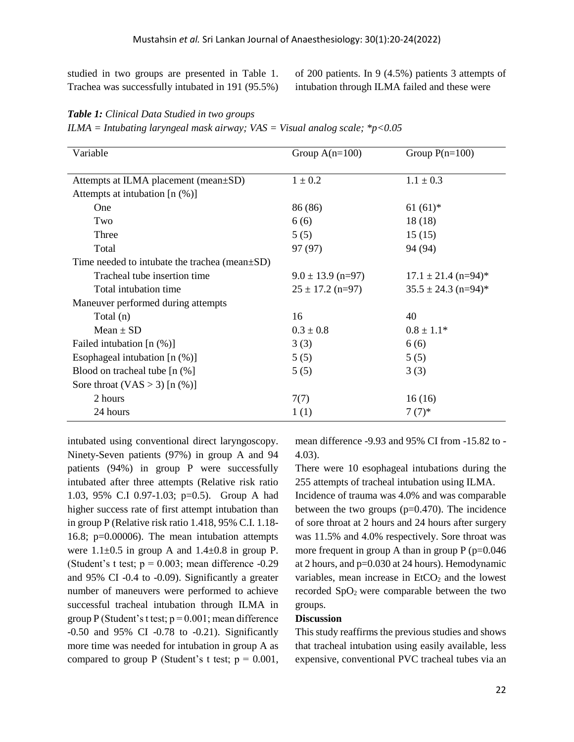studied in two groups are presented in Table 1. Trachea was successfully intubated in 191 (95.5%) of 200 patients. In 9 (4.5%) patients 3 attempts of intubation through ILMA failed and these were

***Table 1:*** *Clinical Data Studied in two groups*
*ILMA = Intubating laryngeal mask airway; VAS = Visual analog scale; \*p<0.05*

| Variable | Group A(n=100) | Group P(n=100) |
|---|---|---|
| Attempts at ILMA placement (mean±SD) | 1 ± 0.2 | 1.1 ± 0.3 |
| Attempts at intubation [n (%)] | | |
| One | 86 (86) | 61 (61)* |
| Two | 6 (6) | 18 (18) |
| Three | 5 (5) | 15 (15) |
| Total | 97 (97) | 94 (94) |
| Time needed to intubate the trachea (mean±SD) | | |
| Tracheal tube insertion time | 9.0 ± 13.9 (n=97) | 17.1 ± 21.4 (n=94)* |
| Total intubation time | 25 ± 17.2 (n=97) | 35.5 ± 24.3 (n=94)* |
| Maneuver performed during attempts | | |
| Total (n) | 16 | 40 |
| Mean ± SD | 0.3 ± 0.8 | 0.8 ± 1.1* |
| Failed intubation [n (%)] | 3 (3) | 6 (6) |
| Esophageal intubation [n (%)] | 5 (5) | 5 (5) |
| Blood on tracheal tube [n (% ] | 5 (5) | 3 (3) |
| Sore throat (VAS > 3) [n (%)] | | |
| 2 hours | 7(7) | 16 (16) |
| 24 hours | 1 (1) | 7 (7)* |

intubated using conventional direct laryngoscopy. Ninety-Seven patients (97%) in group A and 94 patients (94%) in group P were successfully intubated after three attempts (Relative risk ratio 1.03, 95% C.I 0.97-1.03; p=0.5). Group A had higher success rate of first attempt intubation than in group P (Relative risk ratio 1.418, 95% C.I. 1.18-16.8; p=0.00006). The mean intubation attempts were 1.1±0.5 in group A and 1.4±0.8 in group P. (Student's t test; p = 0.003; mean difference -0.29 and 95% CI -0.4 to -0.09). Significantly a greater number of maneuvers were performed to achieve successful tracheal intubation through ILMA in group P (Student's t test; p = 0.001; mean difference -0.50 and 95% CI -0.78 to -0.21). Significantly more time was needed for intubation in group A as compared to group P (Student's t test; p = 0.001, mean difference -9.93 and 95% CI from -15.82 to -4.03).

There were 10 esophageal intubations during the 255 attempts of tracheal intubation using ILMA.

Incidence of trauma was 4.0% and was comparable between the two groups (p=0.470). The incidence of sore throat at 2 hours and 24 hours after surgery was 11.5% and 4.0% respectively. Sore throat was more frequent in group A than in group P (p=0.046 at 2 hours, and p=0.030 at 24 hours). Hemodynamic variables, mean increase in $EtCO_2$ and the lowest recorded $SpO_2$ were comparable between the two groups.

**Discussion**

This study reaffirms the previous studies and shows that tracheal intubation using easily available, less expensive, conventional PVC tracheal tubes via an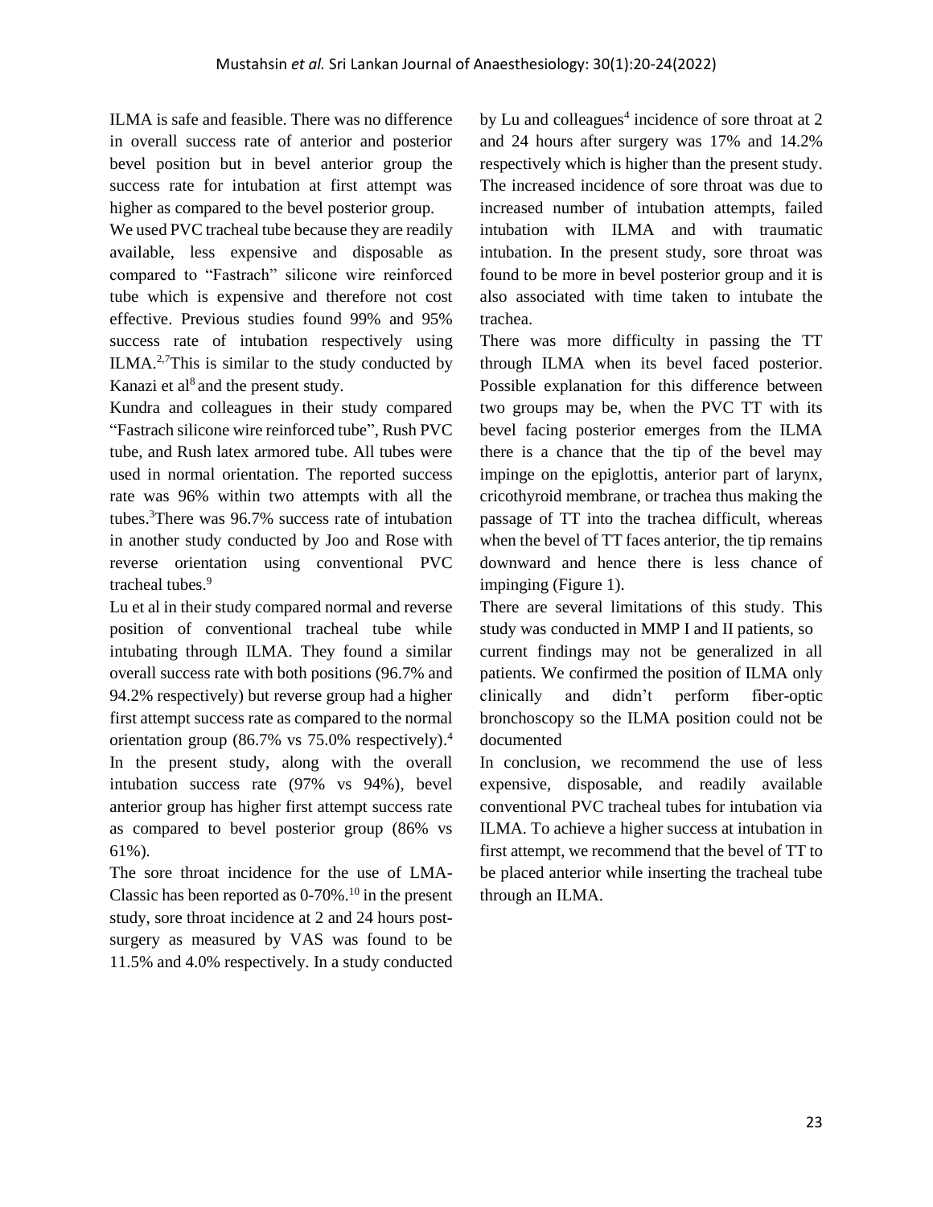ILMA is safe and feasible. There was no difference in overall success rate of anterior and posterior bevel position but in bevel anterior group the success rate for intubation at first attempt was higher as compared to the bevel posterior group.

We used PVC tracheal tube because they are readily available, less expensive and disposable as compared to "Fastrach" silicone wire reinforced tube which is expensive and therefore not cost effective. Previous studies found 99% and 95% success rate of intubation respectively using ILMA.[2,7]This is similar to the study conducted by Kanazi et al[8] and the present study.

Kundra and colleagues in their study compared "Fastrach silicone wire reinforced tube", Rush PVC tube, and Rush latex armored tube. All tubes were used in normal orientation. The reported success rate was 96% within two attempts with all the tubes.[3]There was 96.7% success rate of intubation in another study conducted by Joo and Rose with reverse orientation using conventional PVC tracheal tubes.[9]

Lu et al in their study compared normal and reverse position of conventional tracheal tube while intubating through ILMA. They found a similar overall success rate with both positions (96.7% and 94.2% respectively) but reverse group had a higher first attempt success rate as compared to the normal orientation group (86.7% vs 75.0% respectively).[4] In the present study, along with the overall intubation success rate (97% vs 94%), bevel anterior group has higher first attempt success rate as compared to bevel posterior group (86% vs 61%).

The sore throat incidence for the use of LMA-Classic has been reported as 0-70%.[10] in the present study, sore throat incidence at 2 and 24 hours post-surgery as measured by VAS was found to be 11.5% and 4.0% respectively. In a study conducted by Lu and colleagues[4] incidence of sore throat at 2 and 24 hours after surgery was 17% and 14.2% respectively which is higher than the present study. The increased incidence of sore throat was due to increased number of intubation attempts, failed intubation with ILMA and with traumatic intubation. In the present study, sore throat was found to be more in bevel posterior group and it is also associated with time taken to intubate the trachea.

There was more difficulty in passing the TT through ILMA when its bevel faced posterior. Possible explanation for this difference between two groups may be, when the PVC TT with its bevel facing posterior emerges from the ILMA there is a chance that the tip of the bevel may impinge on the epiglottis, anterior part of larynx, cricothyroid membrane, or trachea thus making the passage of TT into the trachea difficult, whereas when the bevel of TT faces anterior, the tip remains downward and hence there is less chance of impinging (Figure 1).

There are several limitations of this study. This study was conducted in MMP I and II patients, so current findings may not be generalized in all patients. We confirmed the position of ILMA only clinically and didn't perform fiber-optic bronchoscopy so the ILMA position could not be documented

In conclusion, we recommend the use of less expensive, disposable, and readily available conventional PVC tracheal tubes for intubation via ILMA. To achieve a higher success at intubation in first attempt, we recommend that the bevel of TT to be placed anterior while inserting the tracheal tube through an ILMA.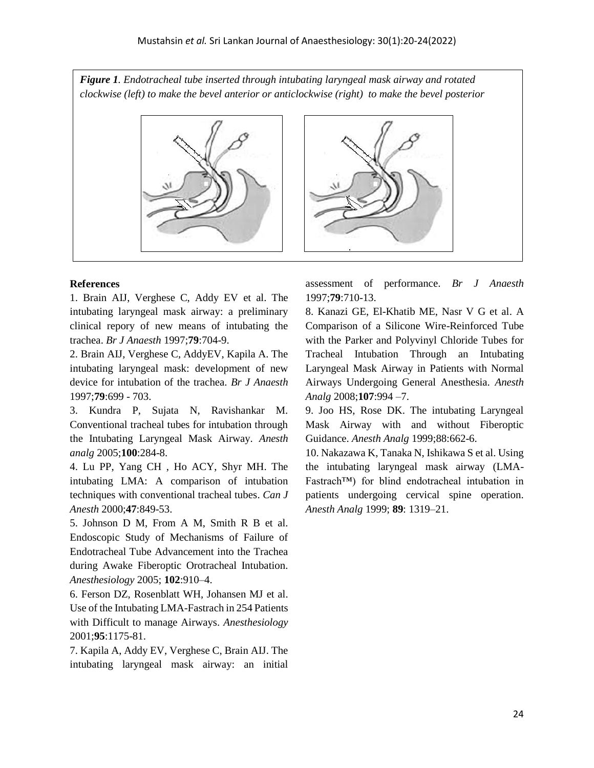*Figure 1*. *Endotracheal tube inserted through intubating laryngeal mask airway and rotated clockwise (left) to make the bevel anterior or anticlockwise (right) to make the bevel posterior*

## References

1. Brain AIJ, Verghese C, Addy EV et al. The intubating laryngeal mask airway: a preliminary clinical repory of new means of intubating the trachea. *Br J Anaesth* 1997;**79**:704-9.

2. Brain AIJ, Verghese C, AddyEV, Kapila A. The intubating laryngeal mask: development of new device for intubation of the trachea. *Br J Anaesth* 1997;**79**:699 - 703.

3. Kundra P, Sujata N, Ravishankar M. Conventional tracheal tubes for intubation through the Intubating Laryngeal Mask Airway. *Anesth analg* 2005;**100**:284-8.

4. Lu PP, Yang CH , Ho ACY, Shyr MH. The intubating LMA: A comparison of intubation techniques with conventional tracheal tubes. *Can J Anesth* 2000;**47**:849-53.

5. Johnson D M, From A M, Smith R B et al. Endoscopic Study of Mechanisms of Failure of Endotracheal Tube Advancement into the Trachea during Awake Fiberoptic Orotracheal Intubation. *Anesthesiology* 2005; **102**:910–4.

6. Ferson DZ, Rosenblatt WH, Johansen MJ et al. Use of the Intubating LMA-Fastrach in 254 Patients with Difficult to manage Airways. *Anesthesiology* 2001;**95**:1175-81.

7. Kapila A, Addy EV, Verghese C, Brain AIJ. The intubating laryngeal mask airway: an initial assessment of performance. *Br J Anaesth* 1997;**79**:710-13.

8. Kanazi GE, El-Khatib ME, Nasr V G et al. A Comparison of a Silicone Wire-Reinforced Tube with the Parker and Polyvinyl Chloride Tubes for Tracheal Intubation Through an Intubating Laryngeal Mask Airway in Patients with Normal Airways Undergoing General Anesthesia. *Anesth Analg* 2008;**107**:994 –7.

9. Joo HS, Rose DK. The intubating Laryngeal Mask Airway with and without Fiberoptic Guidance. *Anesth Analg* 1999;88:662-6.

10. Nakazawa K, Tanaka N, Ishikawa S et al. Using the intubating laryngeal mask airway (LMA-Fastrach™) for blind endotracheal intubation in patients undergoing cervical spine operation. *Anesth Analg* 1999; **89**: 1319–21.